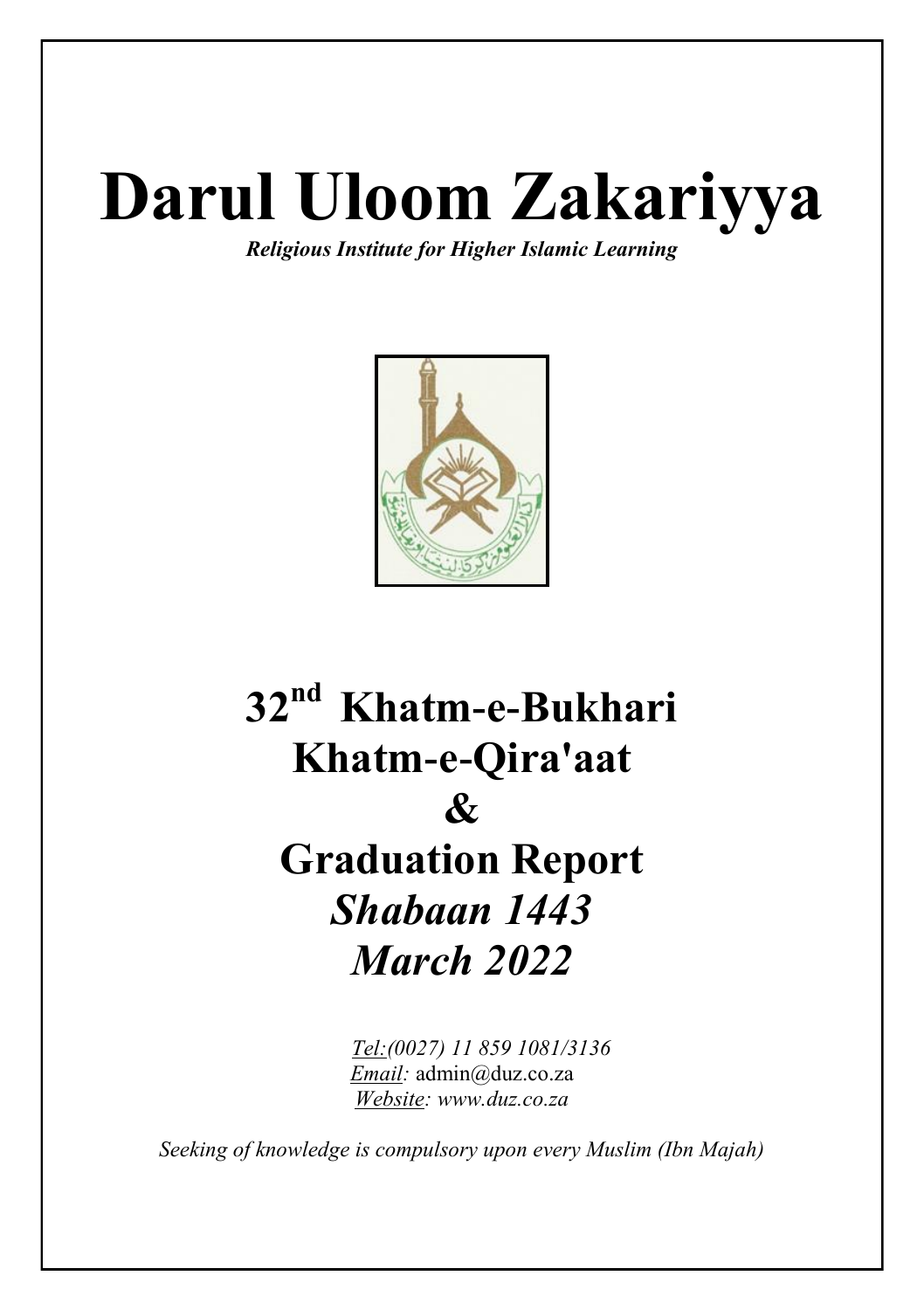# Darul Uloom Zakariyya

***Religious Institute for Higher Islamic Learning***

## 32nd Khatm-e-Bukhari
## Khatm-e-Qira'aat
## &
## Graduation Report
## *Shabaan 1443*
## *March 2022*

*Tel:(0027) 11 859 1081/3136*
*Email:* admin@duz.co.za
*Website: www.duz.co.za*

*Seeking of knowledge is compulsory upon every Muslim (Ibn Majah)*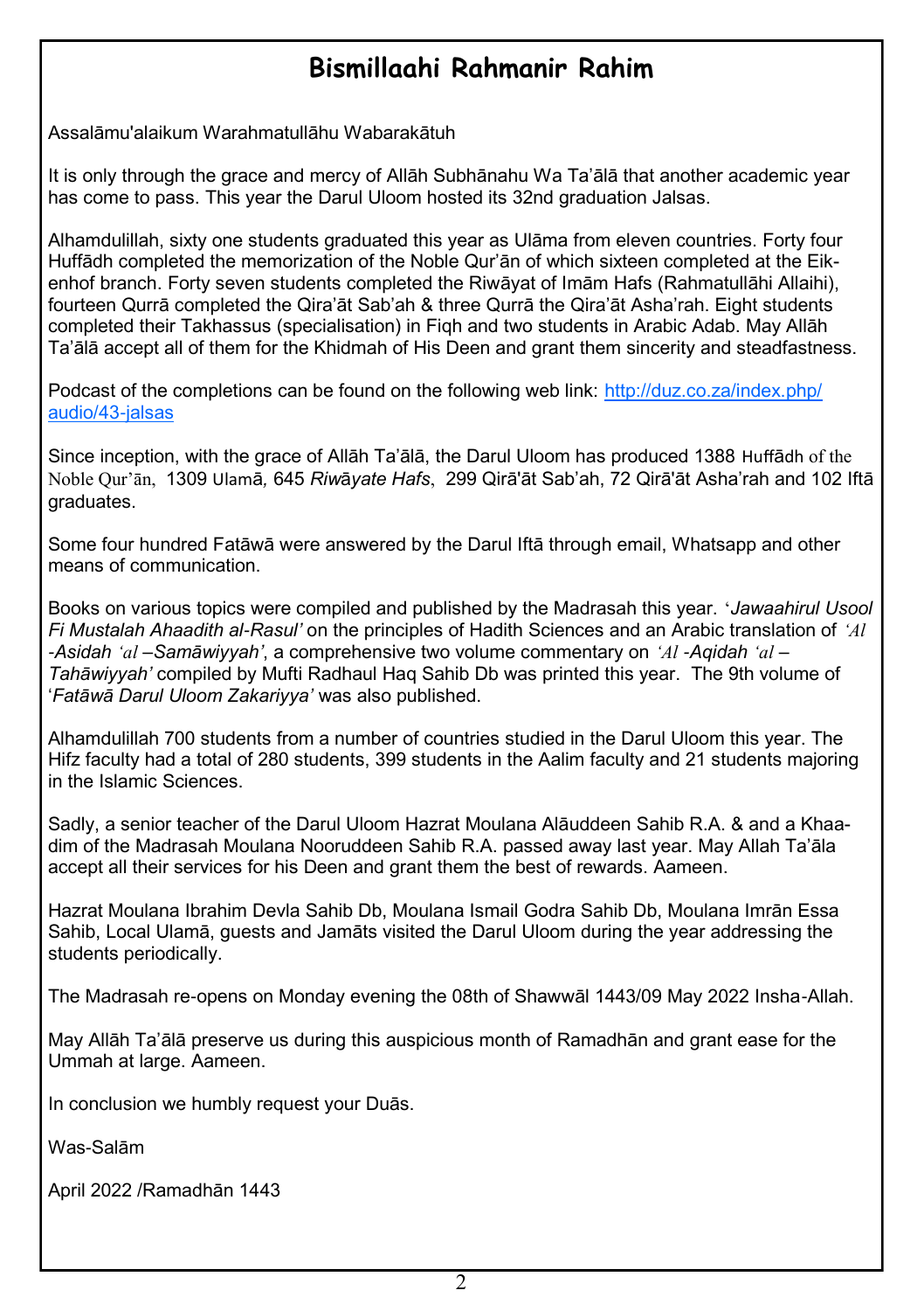# Bismillaahi Rahmanir Rahim

Assalāmu'alaikum Warahmatullāhu Wabarakātuh

It is only through the grace and mercy of Allāh Subhānahu Wa Ta'ālā that another academic year has come to pass. This year the Darul Uloom hosted its 32nd graduation Jalsas.

Alhamdulillah, sixty one students graduated this year as Ulāma from eleven countries. Forty four Huffādh completed the memorization of the Noble Qur'ān of which sixteen completed at the Eikenhof branch. Forty seven students completed the Riwāyat of Imām Hafs (Rahmatullāhi Allaihi), fourteen Qurrā completed the Qira'āt Sab'ah & three Qurrā the Qira'āt Asha'rah. Eight students completed their Takhassus (specialisation) in Fiqh and two students in Arabic Adab. May Allāh Ta'ālā accept all of them for the Khidmah of His Deen and grant them sincerity and steadfastness.

Podcast of the completions can be found on the following web link: [http://duz.co.za/index.php/audio/43-jalsas](http://duz.co.za/index.php/audio/43-jalsas)

Since inception, with the grace of Allāh Ta'ālā, the Darul Uloom has produced 1388 Huffādh of the Noble Qur'ān, 1309 Ulamā, 645 *Riwāyate Hafs*, 299 Qirā'āt Sab'ah, 72 Qirā'āt Asha'rah and 102 Iftā graduates.

Some four hundred Fatāwā were answered by the Darul Iftā through email, Whatsapp and other means of communication.

Books on various topics were compiled and published by the Madrasah this year. '*Jawaahirul Usool Fi Mustalah Ahaadith al-Rasul'* on the principles of Hadith Sciences and an Arabic translation of *'Al -Asidah 'al –Samāwiyyah'*, a comprehensive two volume commentary on *'Al -Aqidah 'al –Tahāwiyyah'* compiled by Mufti Radhaul Haq Sahib Db was printed this year. The 9th volume of '*Fatāwā Darul Uloom Zakariyya'* was also published.

Alhamdulillah 700 students from a number of countries studied in the Darul Uloom this year. The Hifz faculty had a total of 280 students, 399 students in the Aalim faculty and 21 students majoring in the Islamic Sciences.

Sadly, a senior teacher of the Darul Uloom Hazrat Moulana Alāuddeen Sahib R.A. & and a Khaadim of the Madrasah Moulana Nooruddeen Sahib R.A. passed away last year. May Allah Ta'āla accept all their services for his Deen and grant them the best of rewards. Aameen.

Hazrat Moulana Ibrahim Devla Sahib Db, Moulana Ismail Godra Sahib Db, Moulana Imrān Essa Sahib, Local Ulamā, guests and Jamāts visited the Darul Uloom during the year addressing the students periodically.

The Madrasah re-opens on Monday evening the 08th of Shawwāl 1443/09 May 2022 Insha-Allah.

May Allāh Ta'ālā preserve us during this auspicious month of Ramadhān and grant ease for the Ummah at large. Aameen.

In conclusion we humbly request your Duās.

Was-Salām

April 2022 /Ramadhān 1443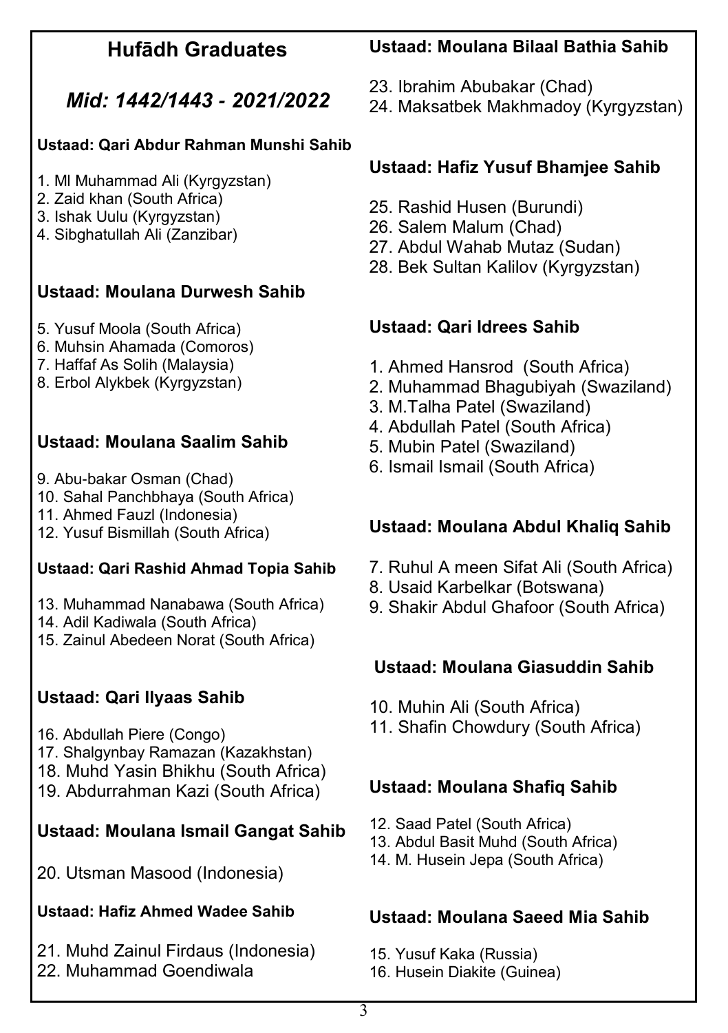# Hufādh Graduates

## *Mid: 1442/1443 - 2021/2022*

### Ustaad: Qari Abdur Rahman Munshi Sahib

1. Ml Muhammad Ali (Kyrgyzstan)
2. Zaid khan (South Africa)
3. Ishak Uulu (Kyrgyzstan)
4. Sibghatullah Ali (Zanzibar)

### Ustaad: Moulana Durwesh Sahib

5. Yusuf Moola (South Africa)
6. Muhsin Ahamada (Comoros)
7. Haffaf As Solih (Malaysia)
8. Erbol Alykbek (Kyrgyzstan)

### Ustaad: Moulana Saalim Sahib

9. Abu-bakar Osman (Chad)
10. Sahal Panchbhaya (South Africa)
11. Ahmed Fauzl (Indonesia)
12. Yusuf Bismillah (South Africa)

### Ustaad: Qari Rashid Ahmad Topia Sahib

13. Muhammad Nanabawa (South Africa)
14. Adil Kadiwala (South Africa)
15. Zainul Abedeen Norat (South Africa)

### Ustaad: Qari Ilyaas Sahib

16. Abdullah Piere (Congo)
17. Shalgynbay Ramazan (Kazakhstan)
18. Muhd Yasin Bhikhu (South Africa)
19. Abdurrahman Kazi (South Africa)

### Ustaad: Moulana Ismail Gangat Sahib

20. Utsman Masood (Indonesia)

### Ustaad: Hafiz Ahmed Wadee Sahib

21. Muhd Zainul Firdaus (Indonesia)
22. Muhammad Goendiwala

### Ustaad: Moulana Bilaal Bathia Sahib

23. Ibrahim Abubakar (Chad)
24. Maksatbek Makhmadoy (Kyrgyzstan)

### Ustaad: Hafiz Yusuf Bhamjee Sahib

25. Rashid Husen (Burundi)
26. Salem Malum (Chad)
27. Abdul Wahab Mutaz (Sudan)
28. Bek Sultan Kalilov (Kyrgyzstan)

### Ustaad: Qari Idrees Sahib

1. Ahmed Hansrod (South Africa)
2. Muhammad Bhagubiyah (Swaziland)
3. M.Talha Patel (Swaziland)
4. Abdullah Patel (South Africa)
5. Mubin Patel (Swaziland)
6. Ismail Ismail (South Africa)

### Ustaad: Moulana Abdul Khaliq Sahib

7. Ruhul A meen Sifat Ali (South Africa)
8. Usaid Karbelkar (Botswana)
9. Shakir Abdul Ghafoor (South Africa)

### Ustaad: Moulana Giasuddin Sahib

10. Muhin Ali (South Africa)
11. Shafin Chowdury (South Africa)

### Ustaad: Moulana Shafiq Sahib

12. Saad Patel (South Africa)
13. Abdul Basit Muhd (South Africa)
14. M. Husein Jepa (South Africa)

### Ustaad: Moulana Saeed Mia Sahib

15. Yusuf Kaka (Russia)
16. Husein Diakite (Guinea)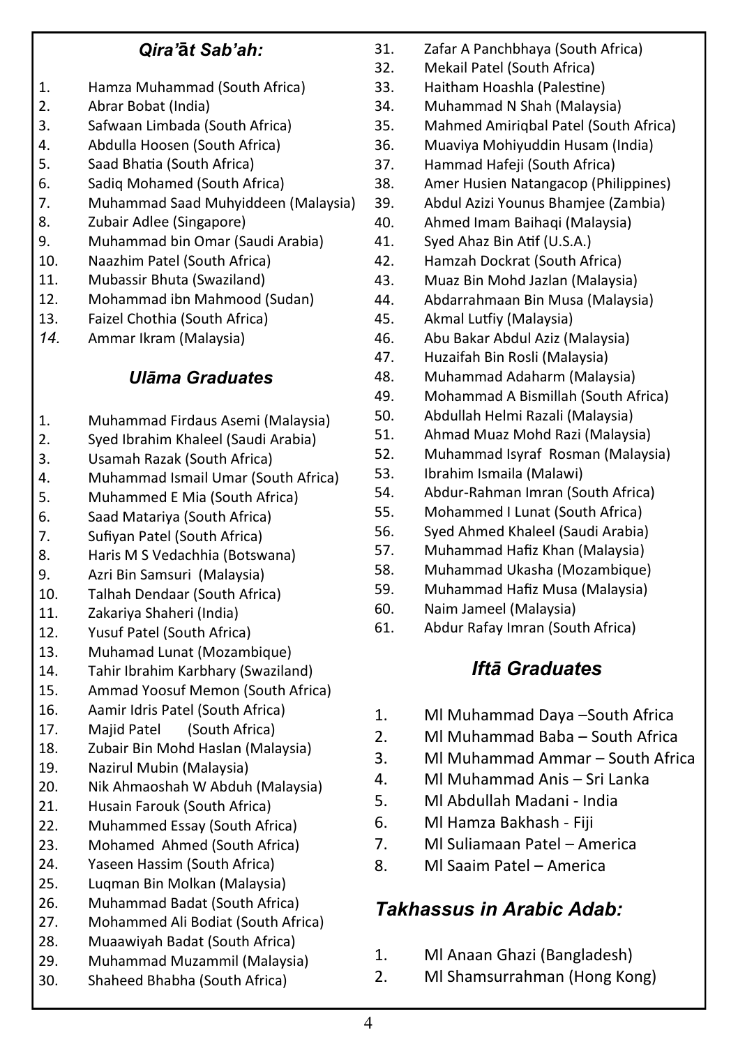### *Qira'āt Sab'ah:*

1. Hamza Muhammad (South Africa)
2. Abrar Bobat (India)
3. Safwaan Limbada (South Africa)
4. Abdulla Hoosen (South Africa)
5. Saad Bhatia (South Africa)
6. Sadiq Mohamed (South Africa)
7. Muhammad Saad Muhyiddeen (Malaysia)
8. Zubair Adlee (Singapore)
9. Muhammad bin Omar (Saudi Arabia)
10. Naazhim Patel (South Africa)
11. Mubassir Bhuta (Swaziland)
12. Mohammad ibn Mahmood (Sudan)
13. Faizel Chothia (South Africa)
14. Ammar Ikram (Malaysia)

### *Ulāma Graduates*

1. Muhammad Firdaus Asemi (Malaysia)
2. Syed Ibrahim Khaleel (Saudi Arabia)
3. Usamah Razak (South Africa)
4. Muhammad Ismail Umar (South Africa)
5. Muhammed E Mia (South Africa)
6. Saad Matariya (South Africa)
7. Sufiyan Patel (South Africa)
8. Haris M S Vedachhia (Botswana)
9. Azri Bin Samsuri (Malaysia)
10. Talhah Dendaar (South Africa)
11. Zakariya Shaheri (India)
12. Yusuf Patel (South Africa)
13. Muhamad Lunat (Mozambique)
14. Tahir Ibrahim Karbhary (Swaziland)
15. Ammad Yoosuf Memon (South Africa)
16. Aamir Idris Patel (South Africa)
17. Majid Patel (South Africa)
18. Zubair Bin Mohd Haslan (Malaysia)
19. Nazirul Mubin (Malaysia)
20. Nik Ahmaoshah W Abduh (Malaysia)
21. Husain Farouk (South Africa)
22. Muhammed Essay (South Africa)
23. Mohamed Ahmed (South Africa)
24. Yaseen Hassim (South Africa)
25. Luqman Bin Molkan (Malaysia)
26. Muhammad Badat (South Africa)
27. Mohammed Ali Bodiat (South Africa)
28. Muaawiyah Badat (South Africa)
29. Muhammad Muzammil (Malaysia)
30. Shaheed Bhabha (South Africa)
31. Zafar A Panchbhaya (South Africa)
32. Mekail Patel (South Africa)
33. Haitham Hoashla (Palestine)
34. Muhammad N Shah (Malaysia)
35. Mahmed Amiriqbal Patel (South Africa)
36. Muaviya Mohiyuddin Husam (India)
37. Hammad Hafeji (South Africa)
38. Amer Husien Natangacop (Philippines)
39. Abdul Azizi Younus Bhamjee (Zambia)
40. Ahmed Imam Baihaqi (Malaysia)
41. Syed Ahaz Bin Atif (U.S.A.)
42. Hamzah Dockrat (South Africa)
43. Muaz Bin Mohd Jazlan (Malaysia)
44. Abdarrahmaan Bin Musa (Malaysia)
45. Akmal Lutfiy (Malaysia)
46. Abu Bakar Abdul Aziz (Malaysia)
47. Huzaifah Bin Rosli (Malaysia)
48. Muhammad Adaharm (Malaysia)
49. Mohammad A Bismillah (South Africa)
50. Abdullah Helmi Razali (Malaysia)
51. Ahmad Muaz Mohd Razi (Malaysia)
52. Muhammad Isyraf Rosman (Malaysia)
53. Ibrahim Ismaila (Malawi)
54. Abdur-Rahman Imran (South Africa)
55. Mohammed I Lunat (South Africa)
56. Syed Ahmed Khaleel (Saudi Arabia)
57. Muhammad Hafiz Khan (Malaysia)
58. Muhammad Ukasha (Mozambique)
59. Muhammad Hafiz Musa (Malaysia)
60. Naim Jameel (Malaysia)
61. Abdur Rafay Imran (South Africa)

### *Iftā Graduates*

1. Ml Muhammad Daya –South Africa
2. Ml Muhammad Baba – South Africa
3. Ml Muhammad Ammar – South Africa
4. Ml Muhammad Anis – Sri Lanka
5. Ml Abdullah Madani - India
6. Ml Hamza Bakhash - Fiji
7. Ml Suliamaan Patel – America
8. Ml Saaim Patel – America

### *Takhassus in Arabic Adab:*

1. Ml Anaan Ghazi (Bangladesh)
2. Ml Shamsurrahman (Hong Kong)